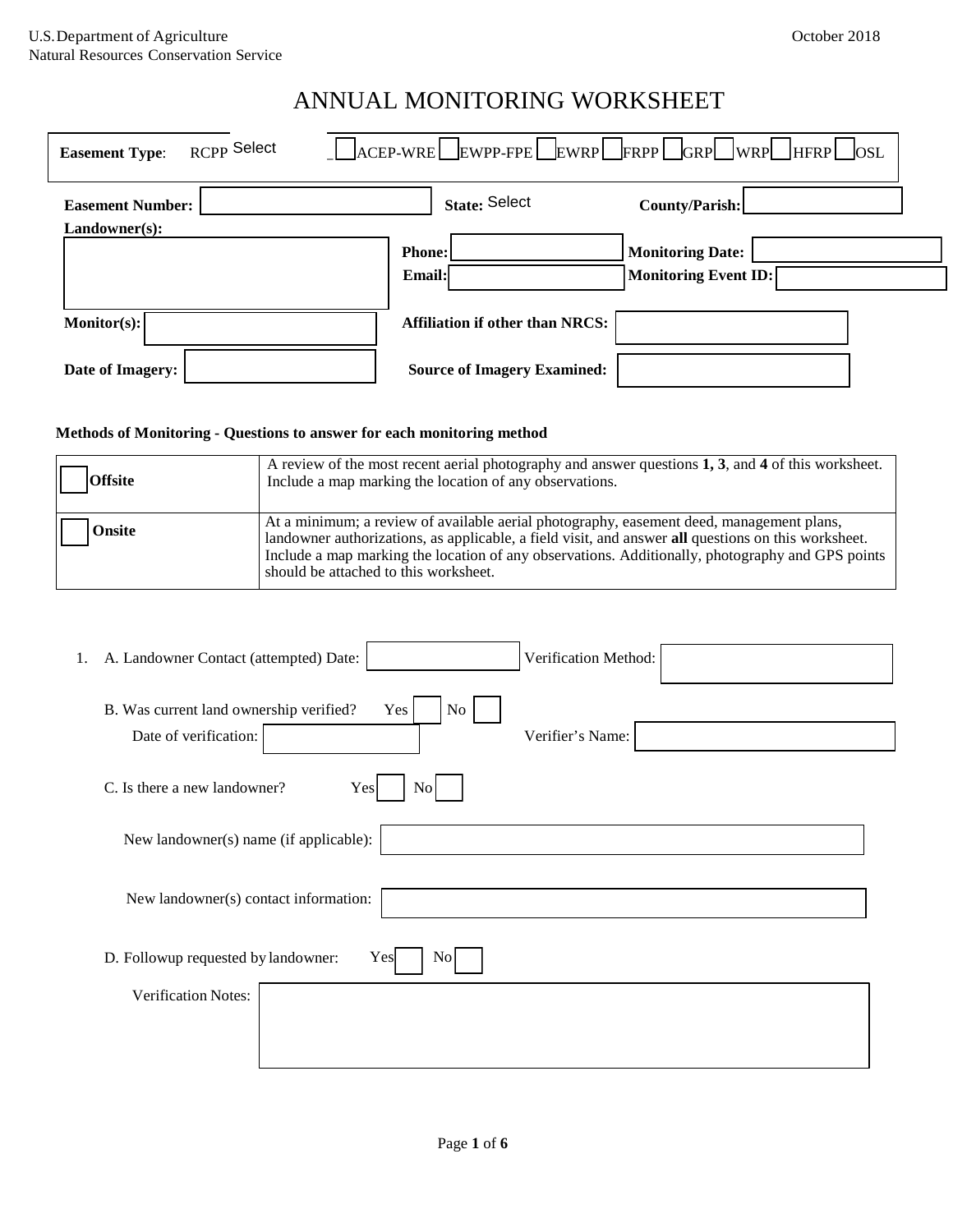U.S. Department of Agriculture
Natural Resources Conservation Service

October 2018

# ANNUAL MONITORING WORKSHEET

**Easement Type**: RCPP Select ☐ ACEP-WRE ☐ EWPP-FPE ☐ EWRP ☐ FRPP ☐ GRP ☐ WRP ☐ HFRP ☐ OSL

**Easement Number:** ____________ **State:** Select **County/Parish:** ____________

**Landowner(s):** ____________

**Phone:** ____________ **Monitoring Date:** ____________

**Email:** ____________ **Monitoring Event ID:** ____________

**Monitor(s):** ____________ **Affiliation if other than NRCS:** ____________

**Date of Imagery:** ____________ **Source of Imagery Examined:** ____________

**Methods of Monitoring - Questions to answer for each monitoring method**

| | |
|---|---|
| ☐ **Offsite** | A review of the most recent aerial photography and answer questions **1, 3**, and **4** of this worksheet. Include a map marking the location of any observations. |
| ☐ **Onsite** | At a minimum; a review of available aerial photography, easement deed, management plans, landowner authorizations, as applicable, a field visit, and answer **all** questions on this worksheet. Include a map marking the location of any observations. Additionally, photography and GPS points should be attached to this worksheet. |

1. A. Landowner Contact (attempted) Date: ____________ Verification Method: ____________

   B. Was current land ownership verified? Yes ☐ No ☐
   Date of verification: ____________ Verifier's Name: ____________

   C. Is there a new landowner? Yes ☐ No ☐

   New landowner(s) name (if applicable): ____________

   New landowner(s) contact information: ____________

   D. Followup requested by landowner: Yes ☐ No ☐

   Verification Notes: ____________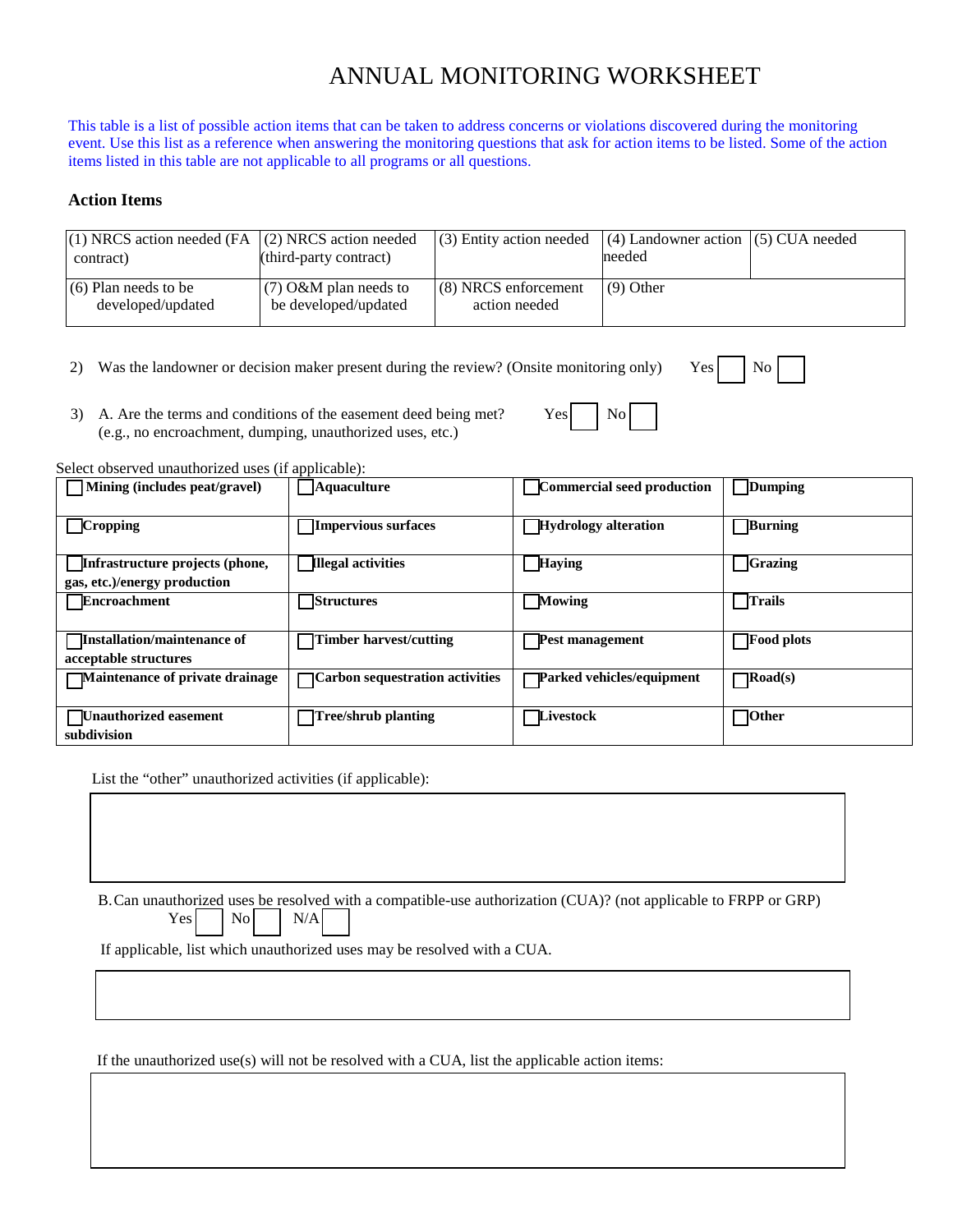# ANNUAL MONITORING WORKSHEET

This table is a list of possible action items that can be taken to address concerns or violations discovered during the monitoring event. Use this list as a reference when answering the monitoring questions that ask for action items to be listed. Some of the action items listed in this table are not applicable to all programs or all questions.

**Action Items**

| | | | | |
|---|---|---|---|---|
| (1) NRCS action needed (FA contract) | (2) NRCS action needed (third-party contract) | (3) Entity action needed | (4) Landowner action needed | (5) CUA needed |
| (6) Plan needs to be developed/updated | (7) O&M plan needs to be developed/updated | (8) NRCS enforcement action needed | (9) Other | |

2) Was the landowner or decision maker present during the review? (Onsite monitoring only) Yes ☐ No ☐

3) A. Are the terms and conditions of the easement deed being met? (e.g., no encroachment, dumping, unauthorized uses, etc.) Yes ☐ No ☐

Select observed unauthorized uses (if applicable):

| | | | |
|---|---|---|---|
| ☐ **Mining (includes peat/gravel)** | ☐ **Aquaculture** | ☐ **Commercial seed production** | ☐ **Dumping** |
| ☐ **Cropping** | ☐ **Impervious surfaces** | ☐ **Hydrology alteration** | ☐ **Burning** |
| ☐ **Infrastructure projects (phone, gas, etc.)/energy production** | ☐ **Illegal activities** | ☐ **Haying** | ☐ **Grazing** |
| ☐ **Encroachment** | ☐ **Structures** | ☐ **Mowing** | ☐ **Trails** |
| ☐ **Installation/maintenance of acceptable structures** | ☐ **Timber harvest/cutting** | ☐ **Pest management** | ☐ **Food plots** |
| ☐ **Maintenance of private drainage** | ☐ **Carbon sequestration activities** | ☐ **Parked vehicles/equipment** | ☐ **Road(s)** |
| ☐ **Unauthorized easement subdivision** | ☐ **Tree/shrub planting** | ☐ **Livestock** | ☐ **Other** |

List the "other" unauthorized activities (if applicable):

B. Can unauthorized uses be resolved with a compatible-use authorization (CUA)? (not applicable to FRPP or GRP)
Yes ☐ No ☐ N/A ☐

If applicable, list which unauthorized uses may be resolved with a CUA.

If the unauthorized use(s) will not be resolved with a CUA, list the applicable action items: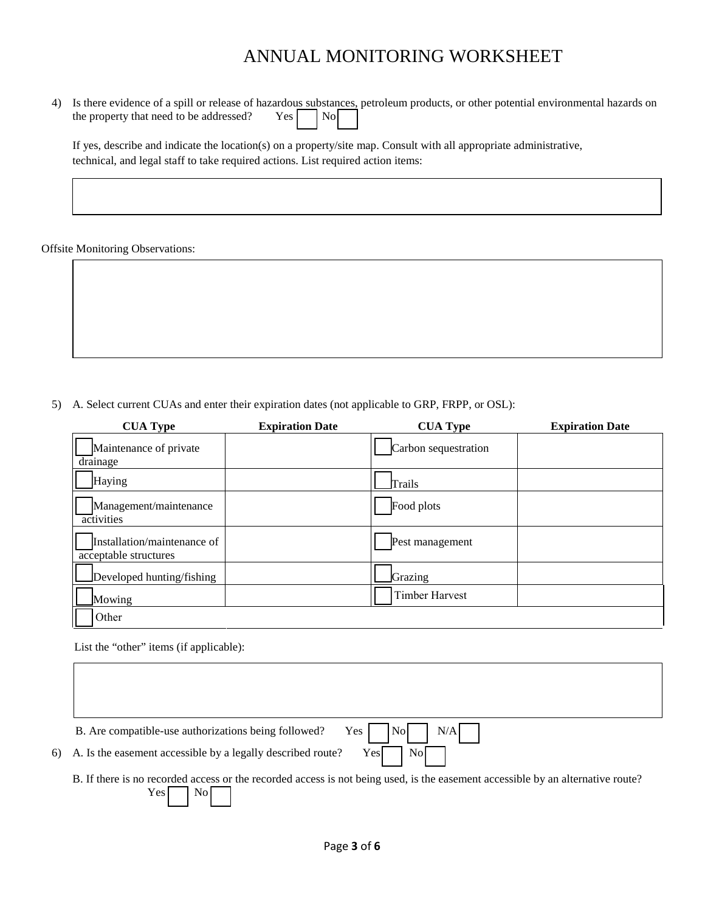# ANNUAL MONITORING WORKSHEET

4) Is there evidence of a spill or release of hazardous substances, petroleum products, or other potential environmental hazards on the property that need to be addressed? Yes ☐ No ☐

   If yes, describe and indicate the location(s) on a property/site map. Consult with all appropriate administrative, technical, and legal staff to take required actions. List required action items:

Offsite Monitoring Observations:

5) A. Select current CUAs and enter their expiration dates (not applicable to GRP, FRPP, or OSL):

| CUA Type | Expiration Date | CUA Type | Expiration Date |
|---|---|---|---|
| ☐ Maintenance of private drainage | | ☐ Carbon sequestration | |
| ☐ Haying | | ☐ Trails | |
| ☐ Management/maintenance activities | | ☐ Food plots | |
| ☐ Installation/maintenance of acceptable structures | | ☐ Pest management | |
| ☐ Developed hunting/fishing | | ☐ Grazing | |
| ☐ Mowing | | ☐ Timber Harvest | |
| ☐ Other | | | |

   List the "other" items (if applicable):

   B. Are compatible-use authorizations being followed? Yes ☐ No ☐ N/A ☐

6) A. Is the easement accessible by a legally described route? Yes ☐ No ☐

   B. If there is no recorded access or the recorded access is not being used, is the easement accessible by an alternative route? Yes ☐ No ☐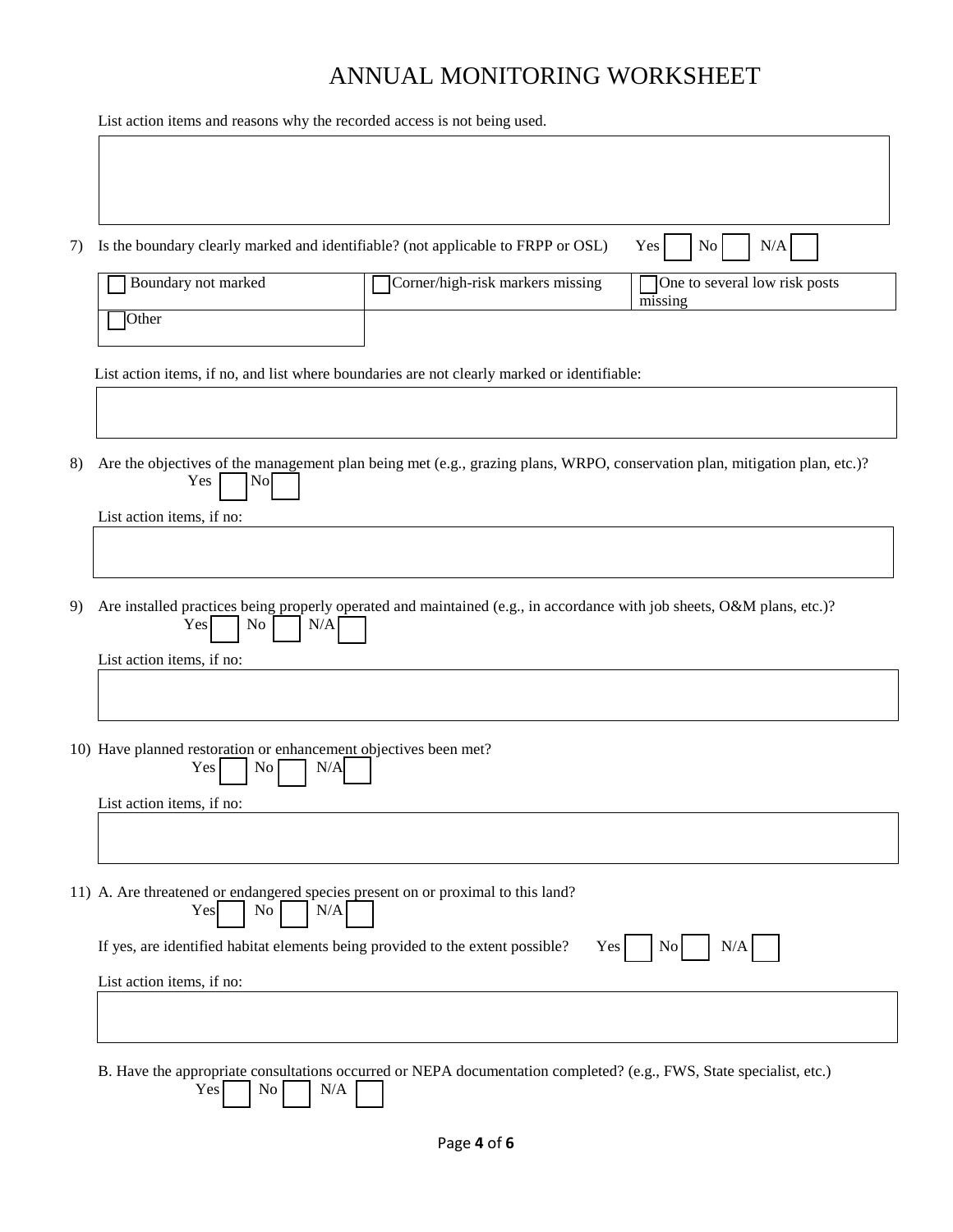# ANNUAL MONITORING WORKSHEET

List action items and reasons why the recorded access is not being used.

7) Is the boundary clearly marked and identifiable? (not applicable to FRPP or OSL) Yes ☐ No ☐ N/A ☐

| ☐ Boundary not marked | ☐ Corner/high-risk markers missing | ☐ One to several low risk posts missing |
|---|---|---|
| ☐ Other | | |

List action items, if no, and list where boundaries are not clearly marked or identifiable:

8) Are the objectives of the management plan being met (e.g., grazing plans, WRPO, conservation plan, mitigation plan, etc.)?
Yes ☐ No ☐

List action items, if no:

9) Are installed practices being properly operated and maintained (e.g., in accordance with job sheets, O&M plans, etc.)?
Yes ☐ No ☐ N/A ☐

List action items, if no:

10) Have planned restoration or enhancement objectives been met?
Yes ☐ No ☐ N/A ☐

List action items, if no:

11) A. Are threatened or endangered species present on or proximal to this land?
Yes ☐ No ☐ N/A ☐

If yes, are identified habitat elements being provided to the extent possible? Yes ☐ No ☐ N/A ☐

List action items, if no:

B. Have the appropriate consultations occurred or NEPA documentation completed? (e.g., FWS, State specialist, etc.)
Yes ☐ No ☐ N/A ☐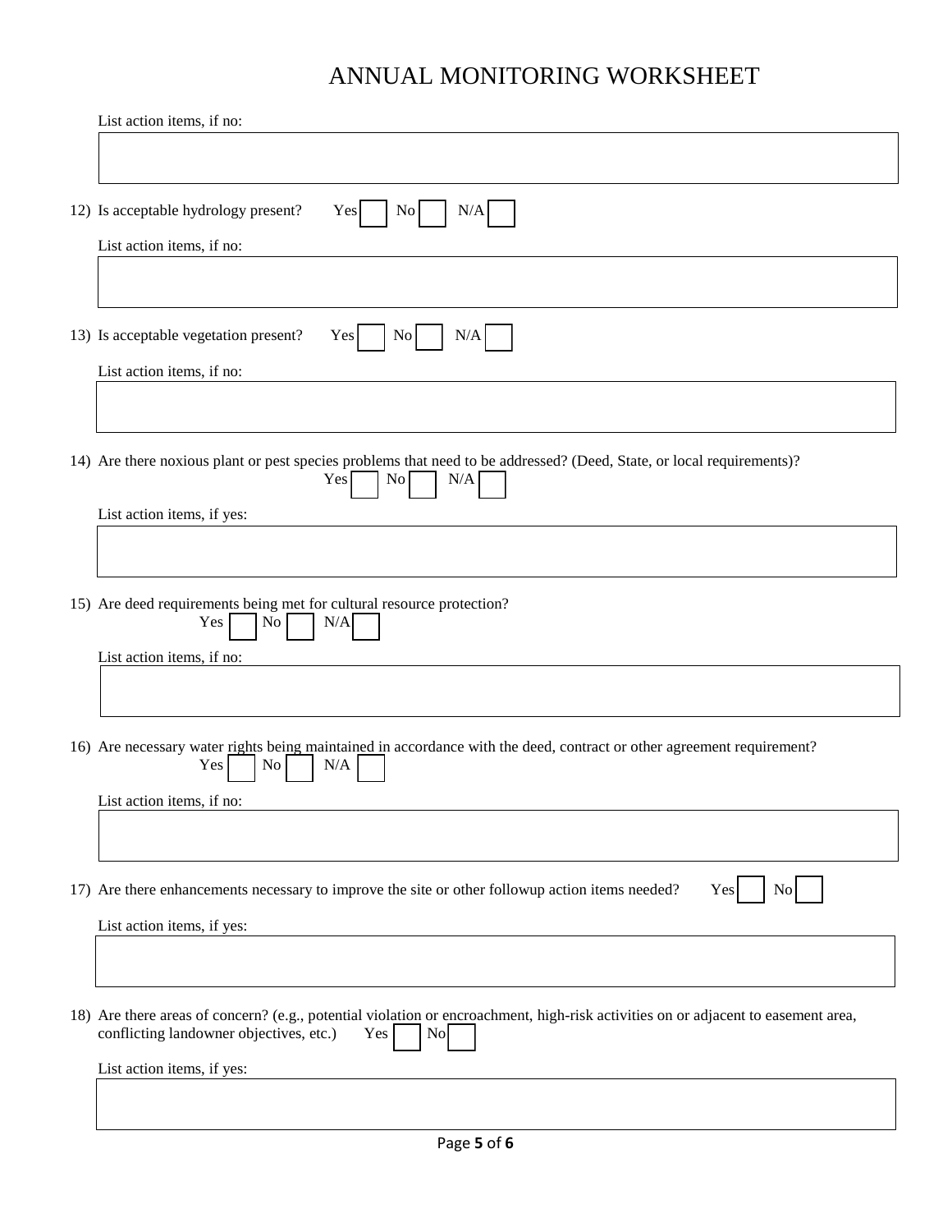# ANNUAL MONITORING WORKSHEET

List action items, if no:

12) Is acceptable hydrology present? Yes ☐ No ☐ N/A ☐

List action items, if no:

13) Is acceptable vegetation present? Yes ☐ No ☐ N/A ☐

List action items, if no:

14) Are there noxious plant or pest species problems that need to be addressed? (Deed, State, or local requirements)?
Yes ☐ No ☐ N/A ☐

List action items, if yes:

15) Are deed requirements being met for cultural resource protection?
Yes ☐ No ☐ N/A ☐

List action items, if no:

16) Are necessary water rights being maintained in accordance with the deed, contract or other agreement requirement?
Yes ☐ No ☐ N/A ☐

List action items, if no:

17) Are there enhancements necessary to improve the site or other followup action items needed? Yes ☐ No ☐

List action items, if yes:

18) Are there areas of concern? (e.g., potential violation or encroachment, high-risk activities on or adjacent to easement area, conflicting landowner objectives, etc.) Yes ☐ No ☐

List action items, if yes: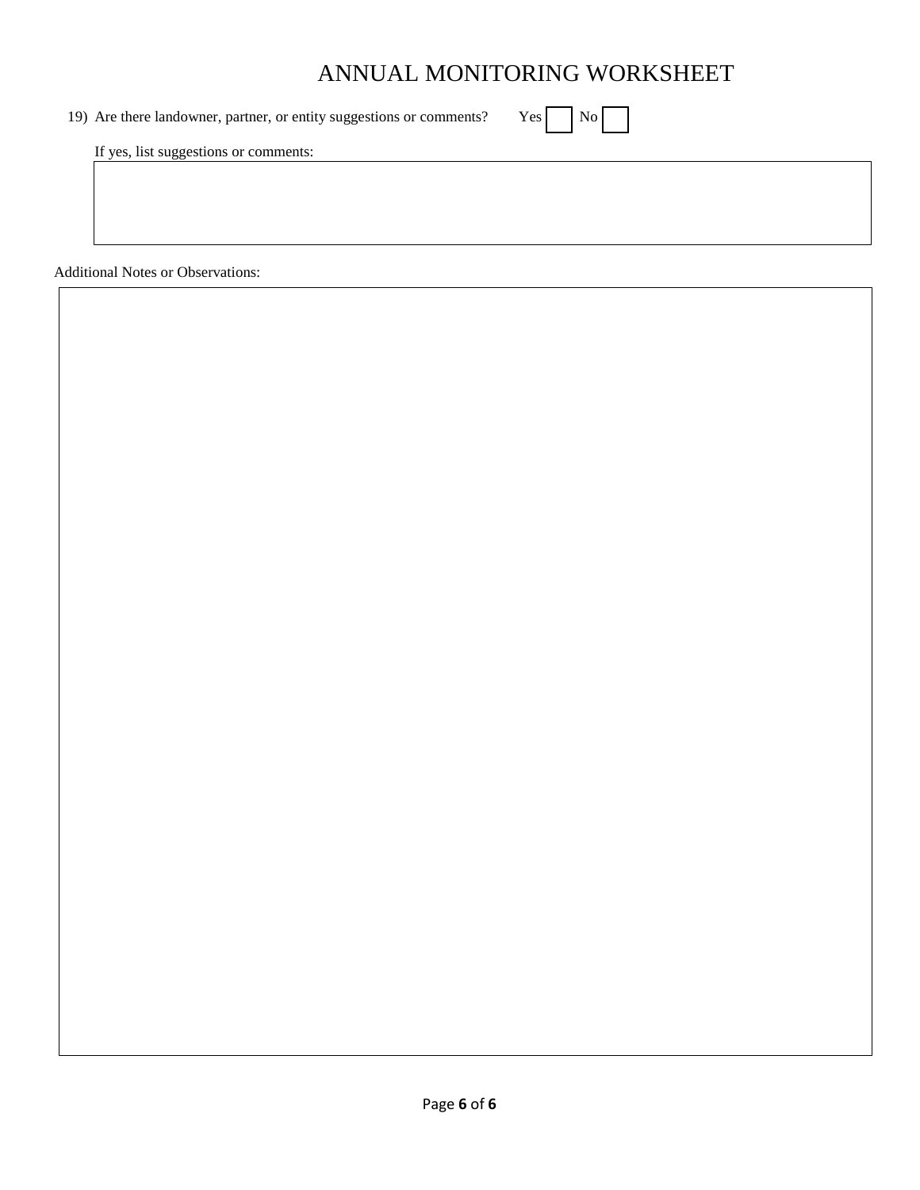# ANNUAL MONITORING WORKSHEET

19) Are there landowner, partner, or entity suggestions or comments? Yes ☐ No ☐

If yes, list suggestions or comments:

Additional Notes or Observations: